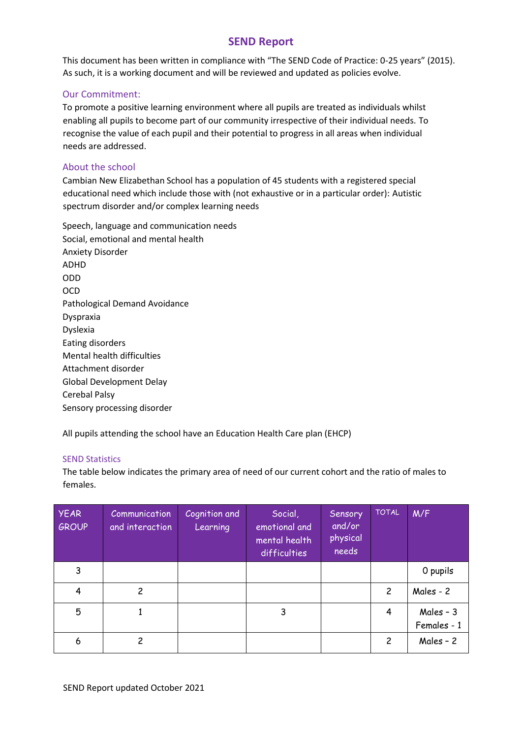# SEND Report

This document has been written in compliance with "The SEND Code of Practice: 0-25 years" (2015). As such, it is a working document and will be reviewed and updated as policies evolve.

## Our Commitment:

To promote a positive learning environment where all pupils are treated as individuals whilst enabling all pupils to become part of our community irrespective of their individual needs. To recognise the value of each pupil and their potential to progress in all areas when individual needs are addressed.

## About the school

Cambian New Elizabethan School has a population of 45 students with a registered special educational need which include those with (not exhaustive or in a particular order): Autistic spectrum disorder and/or complex learning needs

Speech, language and communication needs
Social, emotional and mental health
Anxiety Disorder
ADHD
ODD
OCD
Pathological Demand Avoidance
Dyspraxia
Dyslexia
Eating disorders
Mental health difficulties
Attachment disorder
Global Development Delay
Cerebal Palsy
Sensory processing disorder

All pupils attending the school have an Education Health Care plan (EHCP)

### SEND Statistics

The table below indicates the primary area of need of our current cohort and the ratio of males to females.

| YEAR GROUP | Communication and interaction | Cognition and Learning | Social, emotional and mental health difficulties | Sensory and/or physical needs | TOTAL | M/F |
|---|---|---|---|---|---|---|
| 3 | | | | | | 0 pupils |
| 4 | 2 | | | | 2 | Males - 2 |
| 5 | 1 | | 3 | | 4 | Males - 3 Females - 1 |
| 6 | 2 | | | | 2 | Males - 2 |

SEND Report updated October 2021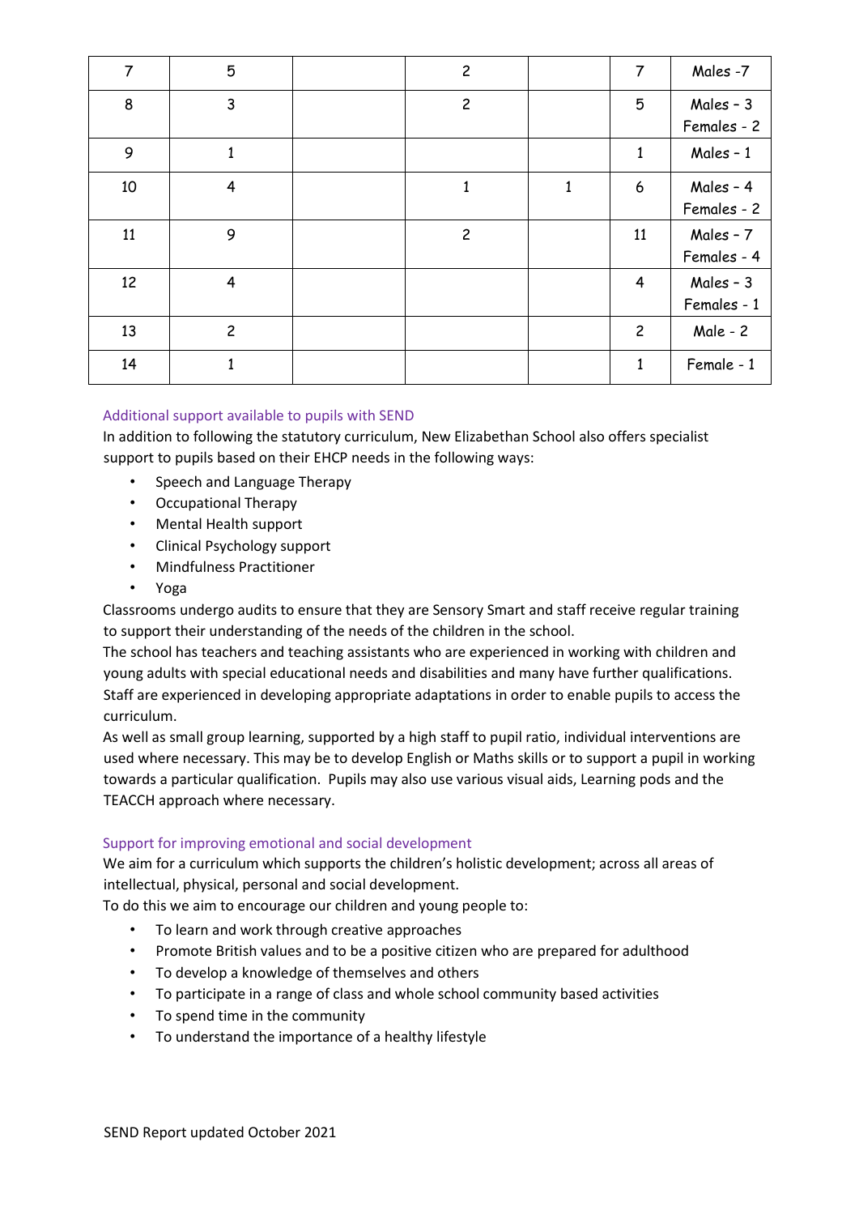| | | | | | | |
|---|---|---|---|---|---|---|
| 7 | 5 | | 2 | | 7 | Males -7 |
| 8 | 3 | | 2 | | 5 | Males - 3<br>Females - 2 |
| 9 | 1 | | | | 1 | Males - 1 |
| 10 | 4 | | 1 | 1 | 6 | Males - 4<br>Females - 2 |
| 11 | 9 | | 2 | | 11 | Males - 7<br>Females - 4 |
| 12 | 4 | | | | 4 | Males - 3<br>Females - 1 |
| 13 | 2 | | | | 2 | Male - 2 |
| 14 | 1 | | | | 1 | Female - 1 |

### Additional support available to pupils with SEND

In addition to following the statutory curriculum, New Elizabethan School also offers specialist support to pupils based on their EHCP needs in the following ways:

- Speech and Language Therapy
- Occupational Therapy
- Mental Health support
- Clinical Psychology support
- Mindfulness Practitioner
- Yoga

Classrooms undergo audits to ensure that they are Sensory Smart and staff receive regular training to support their understanding of the needs of the children in the school.

The school has teachers and teaching assistants who are experienced in working with children and young adults with special educational needs and disabilities and many have further qualifications. Staff are experienced in developing appropriate adaptations in order to enable pupils to access the curriculum.

As well as small group learning, supported by a high staff to pupil ratio, individual interventions are used where necessary. This may be to develop English or Maths skills or to support a pupil in working towards a particular qualification. Pupils may also use various visual aids, Learning pods and the TEACCH approach where necessary.

### Support for improving emotional and social development

We aim for a curriculum which supports the children's holistic development; across all areas of intellectual, physical, personal and social development.

To do this we aim to encourage our children and young people to:

- To learn and work through creative approaches
- Promote British values and to be a positive citizen who are prepared for adulthood
- To develop a knowledge of themselves and others
- To participate in a range of class and whole school community based activities
- To spend time in the community
- To understand the importance of a healthy lifestyle

SEND Report updated October 2021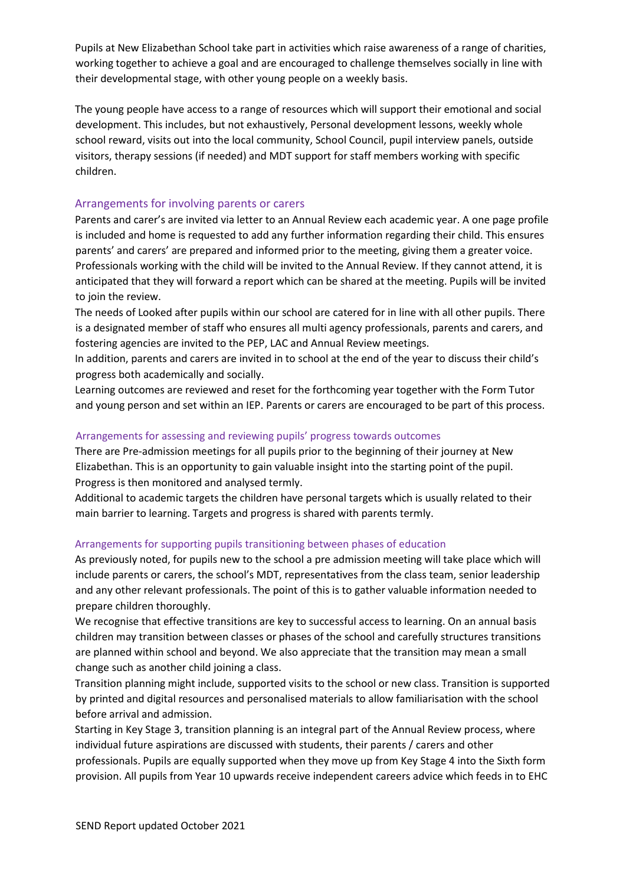Pupils at New Elizabethan School take part in activities which raise awareness of a range of charities, working together to achieve a goal and are encouraged to challenge themselves socially in line with their developmental stage, with other young people on a weekly basis.

The young people have access to a range of resources which will support their emotional and social development. This includes, but not exhaustively, Personal development lessons, weekly whole school reward, visits out into the local community, School Council, pupil interview panels, outside visitors, therapy sessions (if needed) and MDT support for staff members working with specific children.

## Arrangements for involving parents or carers

Parents and carer's are invited via letter to an Annual Review each academic year. A one page profile is included and home is requested to add any further information regarding their child. This ensures parents' and carers' are prepared and informed prior to the meeting, giving them a greater voice. Professionals working with the child will be invited to the Annual Review. If they cannot attend, it is anticipated that they will forward a report which can be shared at the meeting. Pupils will be invited to join the review.

The needs of Looked after pupils within our school are catered for in line with all other pupils. There is a designated member of staff who ensures all multi agency professionals, parents and carers, and fostering agencies are invited to the PEP, LAC and Annual Review meetings.

In addition, parents and carers are invited in to school at the end of the year to discuss their child's progress both academically and socially.

Learning outcomes are reviewed and reset for the forthcoming year together with the Form Tutor and young person and set within an IEP. Parents or carers are encouraged to be part of this process.

## Arrangements for assessing and reviewing pupils' progress towards outcomes

There are Pre-admission meetings for all pupils prior to the beginning of their journey at New Elizabethan. This is an opportunity to gain valuable insight into the starting point of the pupil. Progress is then monitored and analysed termly.

Additional to academic targets the children have personal targets which is usually related to their main barrier to learning. Targets and progress is shared with parents termly.

## Arrangements for supporting pupils transitioning between phases of education

As previously noted, for pupils new to the school a pre admission meeting will take place which will include parents or carers, the school's MDT, representatives from the class team, senior leadership and any other relevant professionals. The point of this is to gather valuable information needed to prepare children thoroughly.

We recognise that effective transitions are key to successful access to learning. On an annual basis children may transition between classes or phases of the school and carefully structures transitions are planned within school and beyond. We also appreciate that the transition may mean a small change such as another child joining a class.

Transition planning might include, supported visits to the school or new class. Transition is supported by printed and digital resources and personalised materials to allow familiarisation with the school before arrival and admission.

Starting in Key Stage 3, transition planning is an integral part of the Annual Review process, where individual future aspirations are discussed with students, their parents / carers and other professionals. Pupils are equally supported when they move up from Key Stage 4 into the Sixth form provision. All pupils from Year 10 upwards receive independent careers advice which feeds in to EHC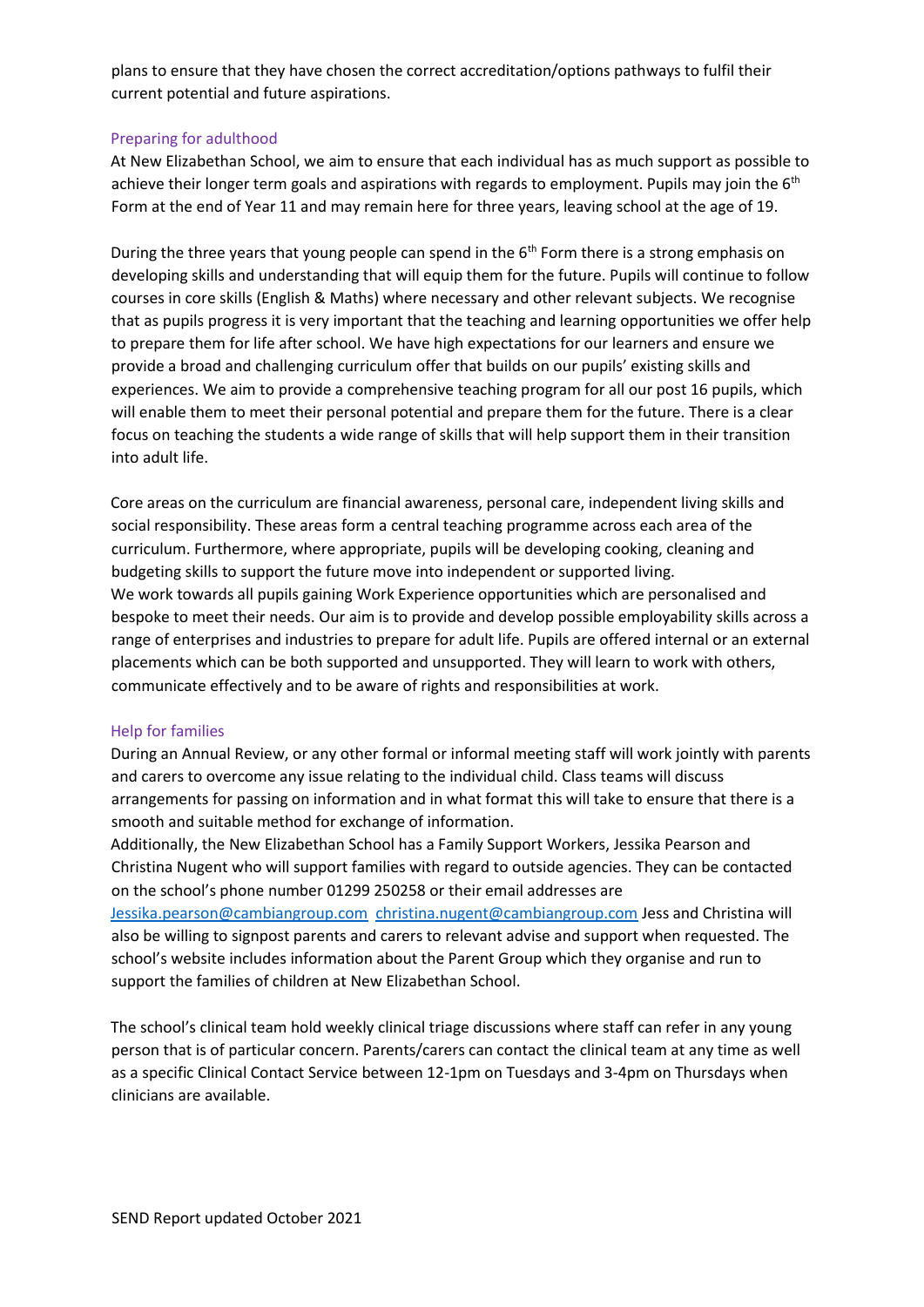plans to ensure that they have chosen the correct accreditation/options pathways to fulfil their current potential and future aspirations.

## Preparing for adulthood

At New Elizabethan School, we aim to ensure that each individual has as much support as possible to achieve their longer term goals and aspirations with regards to employment. Pupils may join the 6th Form at the end of Year 11 and may remain here for three years, leaving school at the age of 19.

During the three years that young people can spend in the 6th Form there is a strong emphasis on developing skills and understanding that will equip them for the future. Pupils will continue to follow courses in core skills (English & Maths) where necessary and other relevant subjects. We recognise that as pupils progress it is very important that the teaching and learning opportunities we offer help to prepare them for life after school. We have high expectations for our learners and ensure we provide a broad and challenging curriculum offer that builds on our pupils' existing skills and experiences. We aim to provide a comprehensive teaching program for all our post 16 pupils, which will enable them to meet their personal potential and prepare them for the future. There is a clear focus on teaching the students a wide range of skills that will help support them in their transition into adult life.

Core areas on the curriculum are financial awareness, personal care, independent living skills and social responsibility. These areas form a central teaching programme across each area of the curriculum. Furthermore, where appropriate, pupils will be developing cooking, cleaning and budgeting skills to support the future move into independent or supported living.
We work towards all pupils gaining Work Experience opportunities which are personalised and bespoke to meet their needs. Our aim is to provide and develop possible employability skills across a range of enterprises and industries to prepare for adult life. Pupils are offered internal or an external placements which can be both supported and unsupported. They will learn to work with others, communicate effectively and to be aware of rights and responsibilities at work.

## Help for families

During an Annual Review, or any other formal or informal meeting staff will work jointly with parents and carers to overcome any issue relating to the individual child. Class teams will discuss arrangements for passing on information and in what format this will take to ensure that there is a smooth and suitable method for exchange of information.
Additionally, the New Elizabethan School has a Family Support Workers, Jessika Pearson and Christina Nugent who will support families with regard to outside agencies. They can be contacted on the school's phone number 01299 250258 or their email addresses are Jessika.pearson@cambiangroup.com christina.nugent@cambiangroup.com Jess and Christina will also be willing to signpost parents and carers to relevant advise and support when requested. The school's website includes information about the Parent Group which they organise and run to support the families of children at New Elizabethan School.

The school's clinical team hold weekly clinical triage discussions where staff can refer in any young person that is of particular concern. Parents/carers can contact the clinical team at any time as well as a specific Clinical Contact Service between 12-1pm on Tuesdays and 3-4pm on Thursdays when clinicians are available.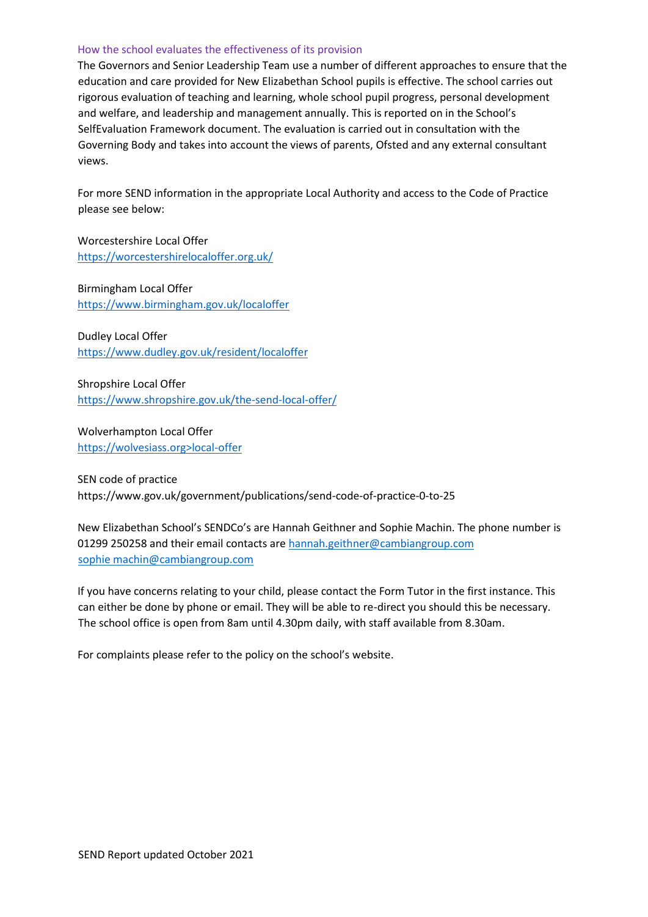## How the school evaluates the effectiveness of its provision

The Governors and Senior Leadership Team use a number of different approaches to ensure that the education and care provided for New Elizabethan School pupils is effective. The school carries out rigorous evaluation of teaching and learning, whole school pupil progress, personal development and welfare, and leadership and management annually. This is reported on in the School's SelfEvaluation Framework document. The evaluation is carried out in consultation with the Governing Body and takes into account the views of parents, Ofsted and any external consultant views.

For more SEND information in the appropriate Local Authority and access to the Code of Practice please see below:

Worcestershire Local Offer
https://worcestershirelocaloffer.org.uk/

Birmingham Local Offer
https://www.birmingham.gov.uk/localoffer

Dudley Local Offer
https://www.dudley.gov.uk/resident/localoffer

Shropshire Local Offer
https://www.shropshire.gov.uk/the-send-local-offer/

Wolverhampton Local Offer
https://wolvesiass.org>local-offer

SEN code of practice
https://www.gov.uk/government/publications/send-code-of-practice-0-to-25

New Elizabethan School's SENDCo's are Hannah Geithner and Sophie Machin. The phone number is 01299 250258 and their email contacts are hannah.geithner@cambiangroup.com sophie machin@cambiangroup.com

If you have concerns relating to your child, please contact the Form Tutor in the first instance. This can either be done by phone or email. They will be able to re-direct you should this be necessary. The school office is open from 8am until 4.30pm daily, with staff available from 8.30am.

For complaints please refer to the policy on the school's website.

SEND Report updated October 2021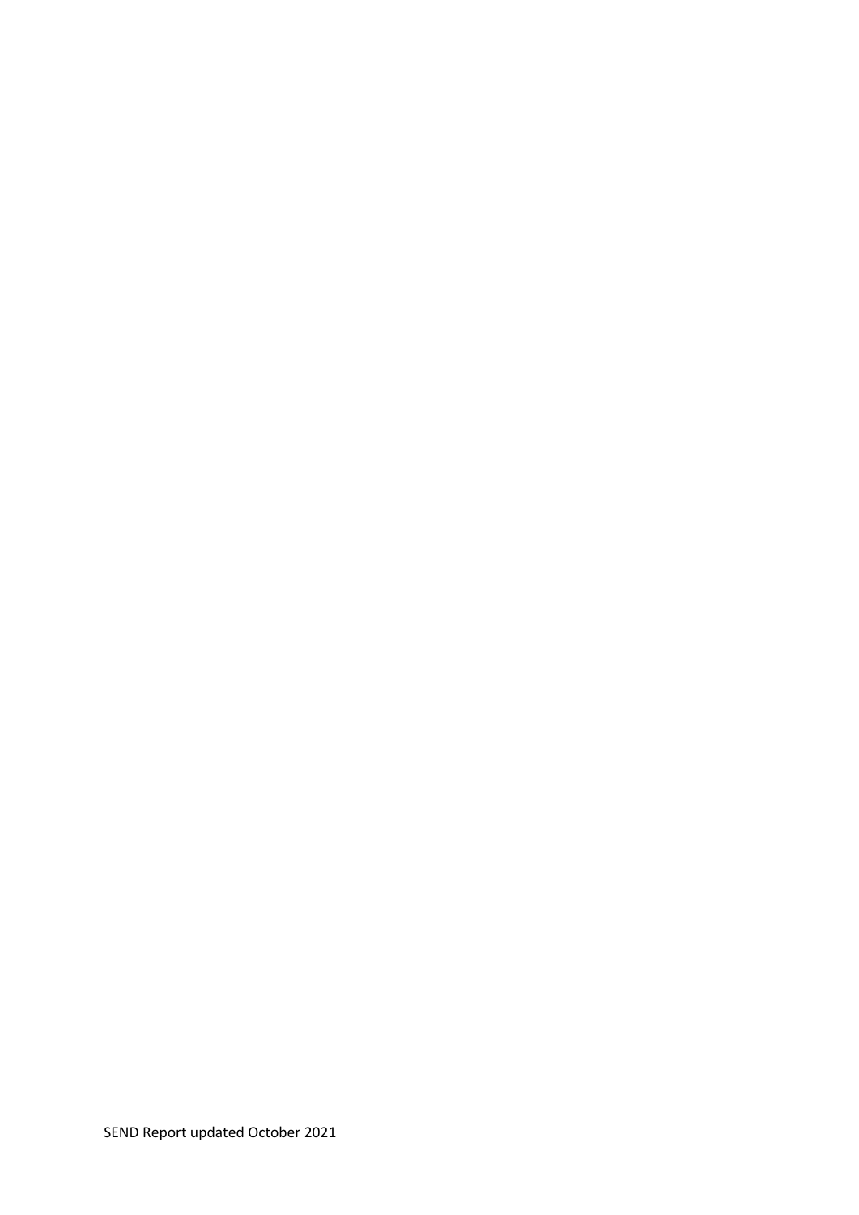SEND Report updated October 2021